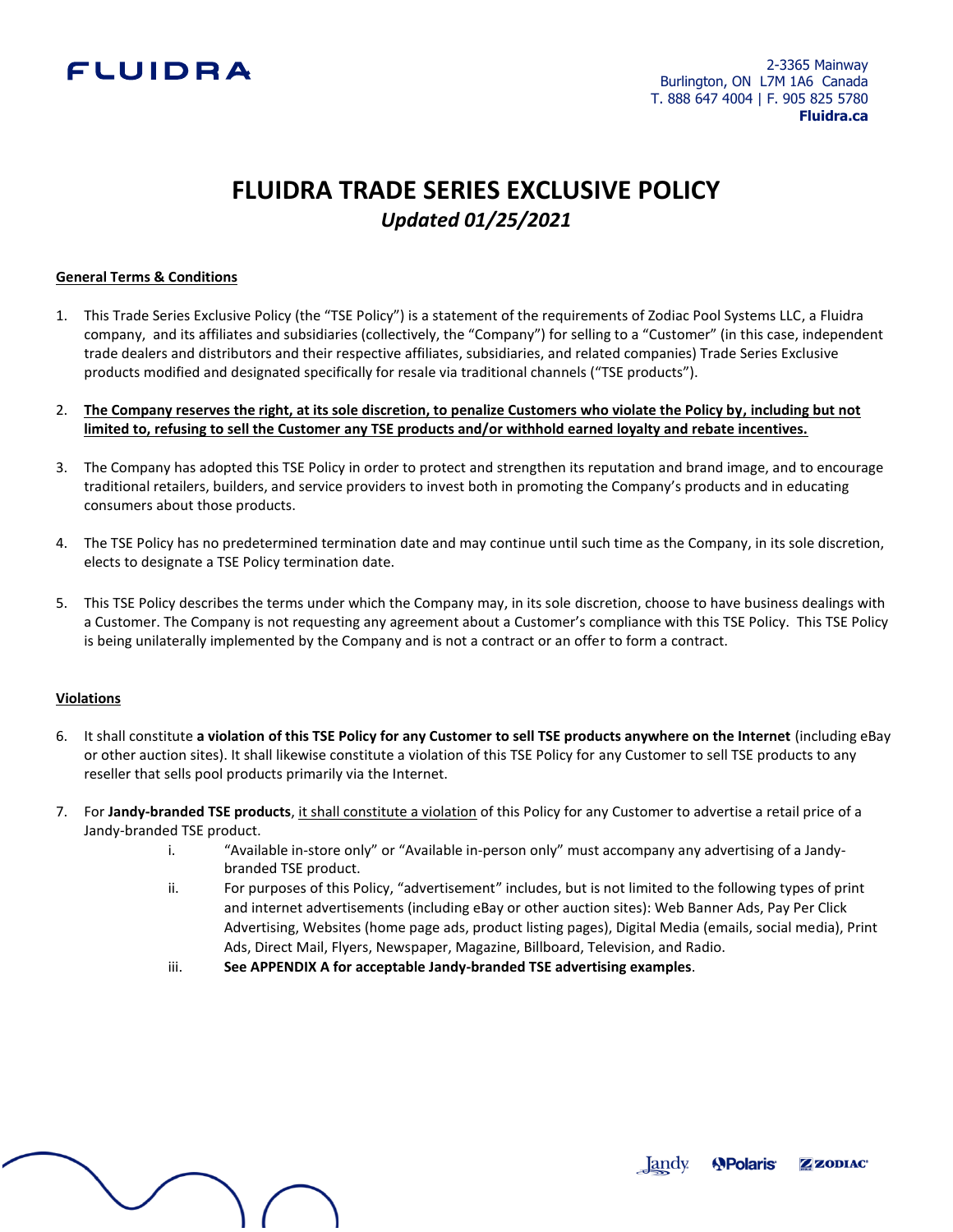FLUIDRA

2-3365 Mainway
Burlington, ON L7M 1A6 Canada
T. 888 647 4004 | F. 905 825 5780
**Fluidra.ca**

# FLUIDRA TRADE SERIES EXCLUSIVE POLICY

***Updated 01/25/2021***

## General Terms & Conditions

1. This Trade Series Exclusive Policy (the "TSE Policy") is a statement of the requirements of Zodiac Pool Systems LLC, a Fluidra company, and its affiliates and subsidiaries (collectively, the "Company") for selling to a "Customer" (in this case, independent trade dealers and distributors and their respective affiliates, subsidiaries, and related companies) Trade Series Exclusive products modified and designated specifically for resale via traditional channels ("TSE products").

2. **The Company reserves the right, at its sole discretion, to penalize Customers who violate the Policy by, including but not limited to, refusing to sell the Customer any TSE products and/or withhold earned loyalty and rebate incentives.**

3. The Company has adopted this TSE Policy in order to protect and strengthen its reputation and brand image, and to encourage traditional retailers, builders, and service providers to invest both in promoting the Company's products and in educating consumers about those products.

4. The TSE Policy has no predetermined termination date and may continue until such time as the Company, in its sole discretion, elects to designate a TSE Policy termination date.

5. This TSE Policy describes the terms under which the Company may, in its sole discretion, choose to have business dealings with a Customer. The Company is not requesting any agreement about a Customer's compliance with this TSE Policy. This TSE Policy is being unilaterally implemented by the Company and is not a contract or an offer to form a contract.

## Violations

6. It shall constitute **a violation of this TSE Policy for any Customer to sell TSE products anywhere on the Internet** (including eBay or other auction sites). It shall likewise constitute a violation of this TSE Policy for any Customer to sell TSE products to any reseller that sells pool products primarily via the Internet.

7. For **Jandy-branded TSE products**, it shall constitute a violation of this Policy for any Customer to advertise a retail price of a Jandy-branded TSE product.
   i. "Available in-store only" or "Available in-person only" must accompany any advertising of a Jandy-branded TSE product.
   ii. For purposes of this Policy, "advertisement" includes, but is not limited to the following types of print and internet advertisements (including eBay or other auction sites): Web Banner Ads, Pay Per Click Advertising, Websites (home page ads, product listing pages), Digital Media (emails, social media), Print Ads, Direct Mail, Flyers, Newspaper, Magazine, Billboard, Television, and Radio.
   iii. **See APPENDIX A for acceptable Jandy-branded TSE advertising examples**.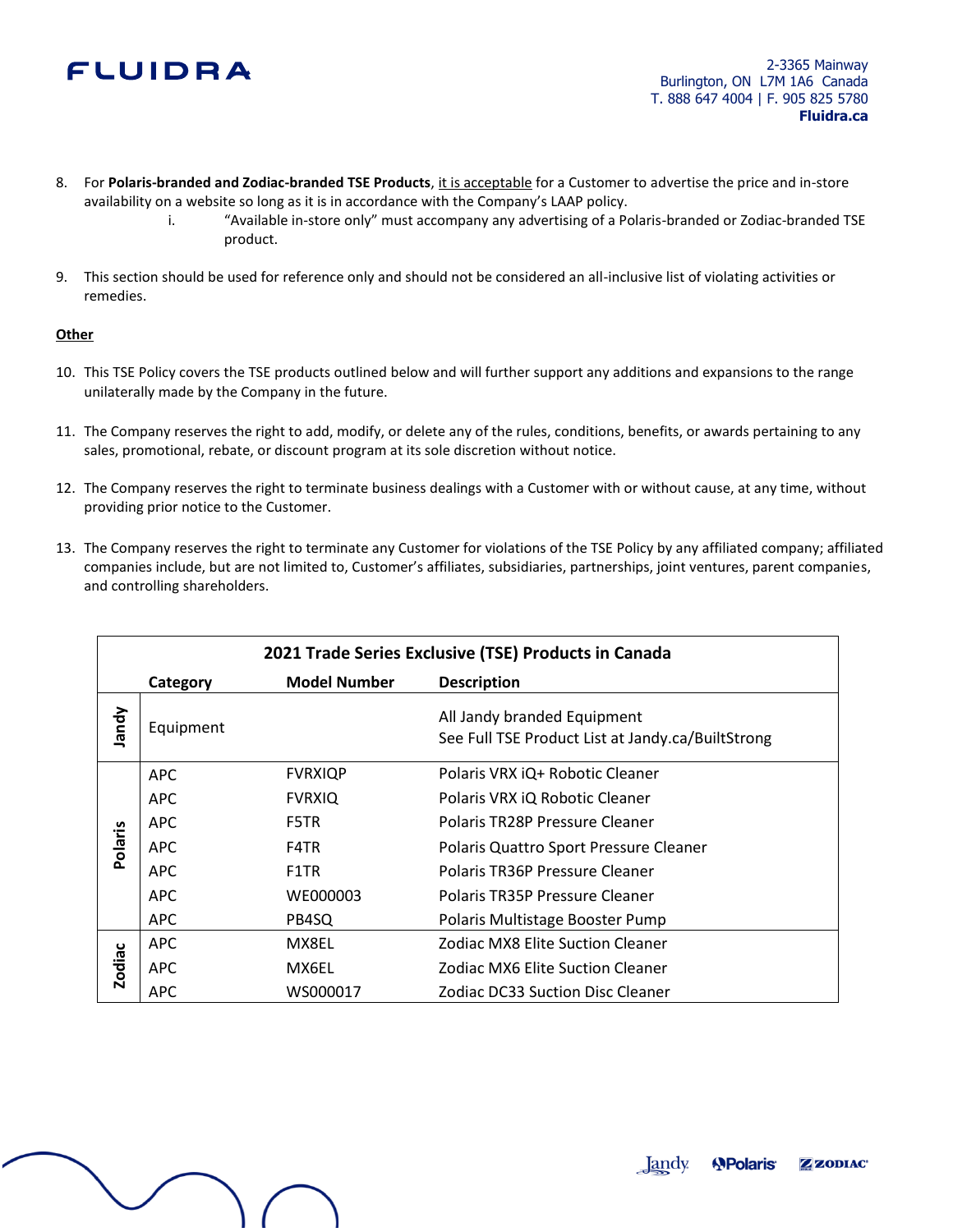8. For **Polaris-branded and Zodiac-branded TSE Products**, it is acceptable for a Customer to advertise the price and in-store availability on a website so long as it is in accordance with the Company's LAAP policy.
   i. "Available in-store only" must accompany any advertising of a Polaris-branded or Zodiac-branded TSE product.

9. This section should be used for reference only and should not be considered an all-inclusive list of violating activities or remedies.

**Other**

10. This TSE Policy covers the TSE products outlined below and will further support any additions and expansions to the range unilaterally made by the Company in the future.

11. The Company reserves the right to add, modify, or delete any of the rules, conditions, benefits, or awards pertaining to any sales, promotional, rebate, or discount program at its sole discretion without notice.

12. The Company reserves the right to terminate business dealings with a Customer with or without cause, at any time, without providing prior notice to the Customer.

13. The Company reserves the right to terminate any Customer for violations of the TSE Policy by any affiliated company; affiliated companies include, but are not limited to, Customer's affiliates, subsidiaries, partnerships, joint ventures, parent companies, and controlling shareholders.

**2021 Trade Series Exclusive (TSE) Products in Canada**

| | Category | Model Number | Description |
|---|---|---|---|
| Jandy | Equipment | | All Jandy branded Equipment<br>See Full TSE Product List at Jandy.ca/BuiltStrong |
| Polaris | APC | FVRXIQP | Polaris VRX iQ+ Robotic Cleaner |
| | APC | FVRXIQ | Polaris VRX iQ Robotic Cleaner |
| | APC | F5TR | Polaris TR28P Pressure Cleaner |
| | APC | F4TR | Polaris Quattro Sport Pressure Cleaner |
| | APC | F1TR | Polaris TR36P Pressure Cleaner |
| | APC | WE000003 | Polaris TR35P Pressure Cleaner |
| | APC | PB4SQ | Polaris Multistage Booster Pump |
| Zodiac | APC | MX8EL | Zodiac MX8 Elite Suction Cleaner |
| | APC | MX6EL | Zodiac MX6 Elite Suction Cleaner |
| | APC | WS000017 | Zodiac DC33 Suction Disc Cleaner |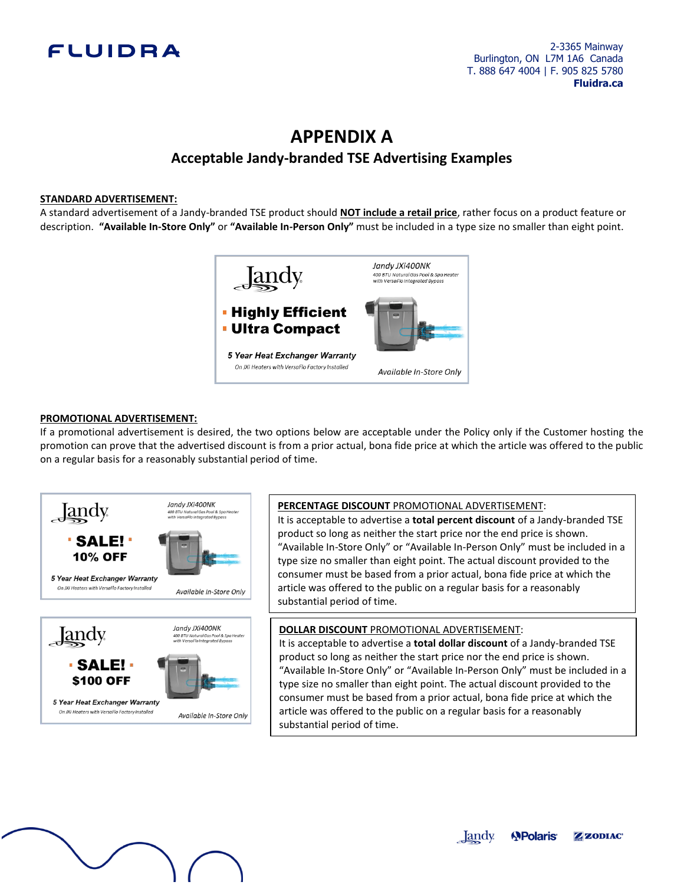# APPENDIX A

## Acceptable Jandy-branded TSE Advertising Examples

**STANDARD ADVERTISEMENT:**

A standard advertisement of a Jandy-branded TSE product should **NOT include a retail price**, rather focus on a product feature or description. **"Available In-Store Only"** or **"Available In-Person Only"** must be included in a type size no smaller than eight point.

Jandy

Jandy JXi400NK
400 BTU Natural Gas Pool & Spa Heater with VersaFlo Integrated Bypass

- **Highly Efficient**
- **Ultra Compact**

*5 Year Heat Exchanger Warranty*
On JXi Heaters with VersaFlo Factory Installed

*Available In-Store Only*

**PROMOTIONAL ADVERTISEMENT:**

If a promotional advertisement is desired, the two options below are acceptable under the Policy only if the Customer hosting the promotion can prove that the advertised discount is from a prior actual, bona fide price at which the article was offered to the public on a regular basis for a reasonably substantial period of time.

Jandy

Jandy JXi400NK
400 BTU Natural Gas Pool & Spa Heater with VersaFlo Integrated Bypass

**SALE!**
**10% OFF**

*5 Year Heat Exchanger Warranty*
On JXi Heaters with VersaFlo Factory Installed

*Available In-Store Only*

**PERCENTAGE DISCOUNT** PROMOTIONAL ADVERTISEMENT:
It is acceptable to advertise a **total percent discount** of a Jandy-branded TSE product so long as neither the start price nor the end price is shown. "Available In-Store Only" or "Available In-Person Only" must be included in a type size no smaller than eight point. The actual discount provided to the consumer must be based from a prior actual, bona fide price at which the article was offered to the public on a regular basis for a reasonably substantial period of time.

Jandy

Jandy JXi400NK
400 BTU Natural Gas Pool & Spa Heater with VersaFlo Integrated Bypass

**SALE!**
**$100 OFF**

*5 Year Heat Exchanger Warranty*
On JXi Heaters with VersaFlo Factory Installed

*Available In-Store Only*

**DOLLAR DISCOUNT** PROMOTIONAL ADVERTISEMENT:
It is acceptable to advertise a **total dollar discount** of a Jandy-branded TSE product so long as neither the start price nor the end price is shown. "Available In-Store Only" or "Available In-Person Only" must be included in a type size no smaller than eight point. The actual discount provided to the consumer must be based from a prior actual, bona fide price at which the article was offered to the public on a regular basis for a reasonably substantial period of time.